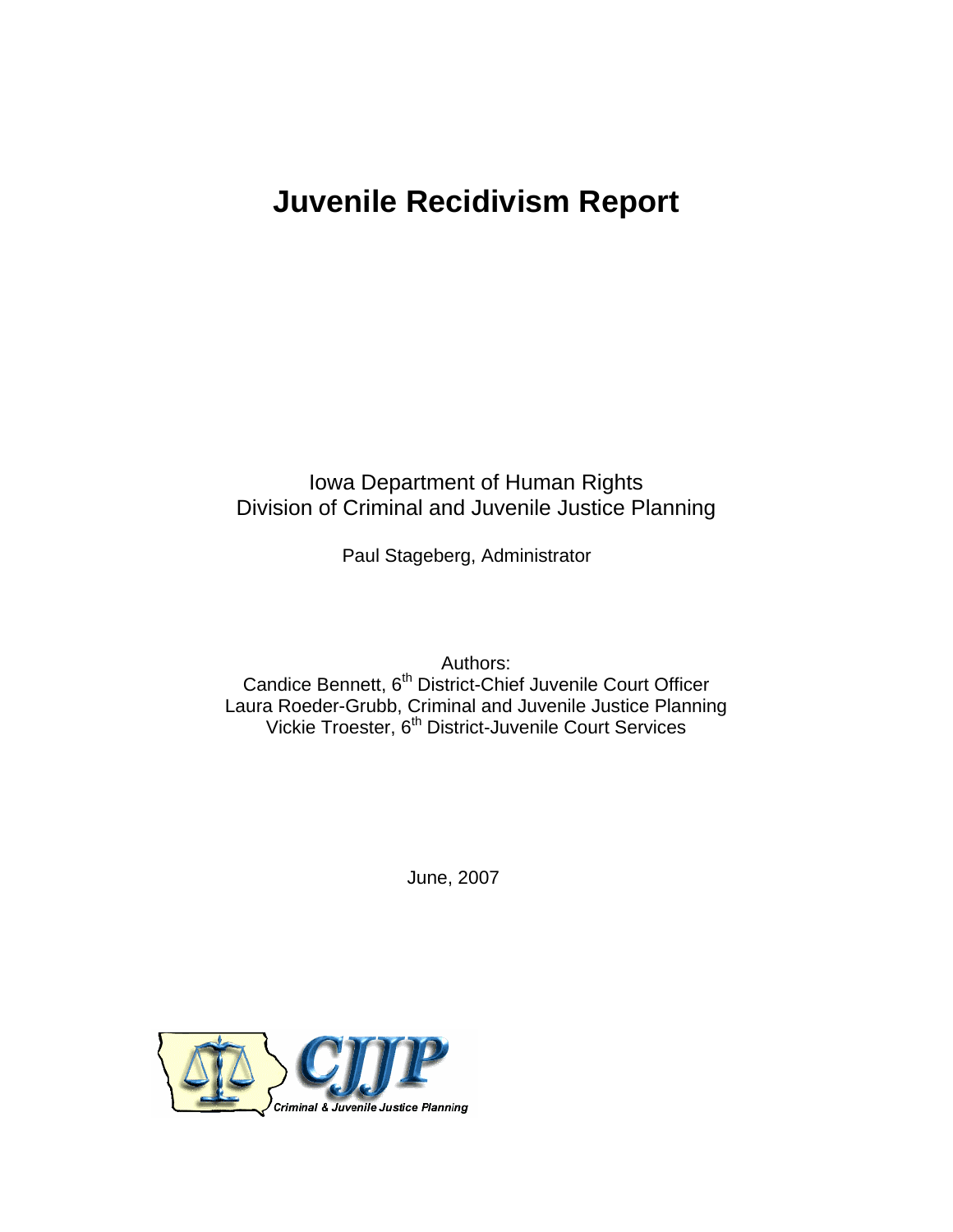# Juvenile Recidivism Report

Iowa Department of Human Rights
Division of Criminal and Juvenile Justice Planning

Paul Stageberg, Administrator

Authors:
Candice Bennett, 6th District-Chief Juvenile Court Officer
Laura Roeder-Grubb, Criminal and Juvenile Justice Planning
Vickie Troester, 6th District-Juvenile Court Services

June, 2007

CJJP
Criminal & Juvenile Justice Planning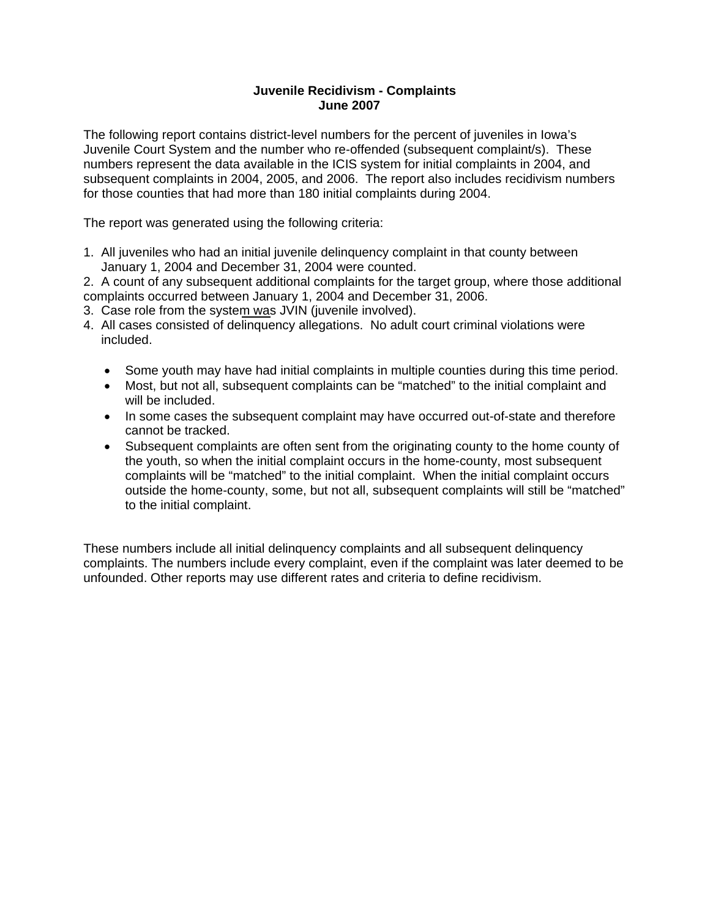**Juvenile Recidivism - Complaints**
**June 2007**

The following report contains district-level numbers for the percent of juveniles in Iowa's Juvenile Court System and the number who re-offended (subsequent complaint/s). These numbers represent the data available in the ICIS system for initial complaints in 2004, and subsequent complaints in 2004, 2005, and 2006. The report also includes recidivism numbers for those counties that had more than 180 initial complaints during 2004.

The report was generated using the following criteria:

1. All juveniles who had an initial juvenile delinquency complaint in that county between January 1, 2004 and December 31, 2004 were counted.
2. A count of any subsequent additional complaints for the target group, where those additional complaints occurred between January 1, 2004 and December 31, 2006.
3. Case role from the system was JVIN (juvenile involved).
4. All cases consisted of delinquency allegations. No adult court criminal violations were included.

   - Some youth may have had initial complaints in multiple counties during this time period.
   - Most, but not all, subsequent complaints can be "matched" to the initial complaint and will be included.
   - In some cases the subsequent complaint may have occurred out-of-state and therefore cannot be tracked.
   - Subsequent complaints are often sent from the originating county to the home county of the youth, so when the initial complaint occurs in the home-county, most subsequent complaints will be "matched" to the initial complaint. When the initial complaint occurs outside the home-county, some, but not all, subsequent complaints will still be "matched" to the initial complaint.

These numbers include all initial delinquency complaints and all subsequent delinquency complaints. The numbers include every complaint, even if the complaint was later deemed to be unfounded. Other reports may use different rates and criteria to define recidivism.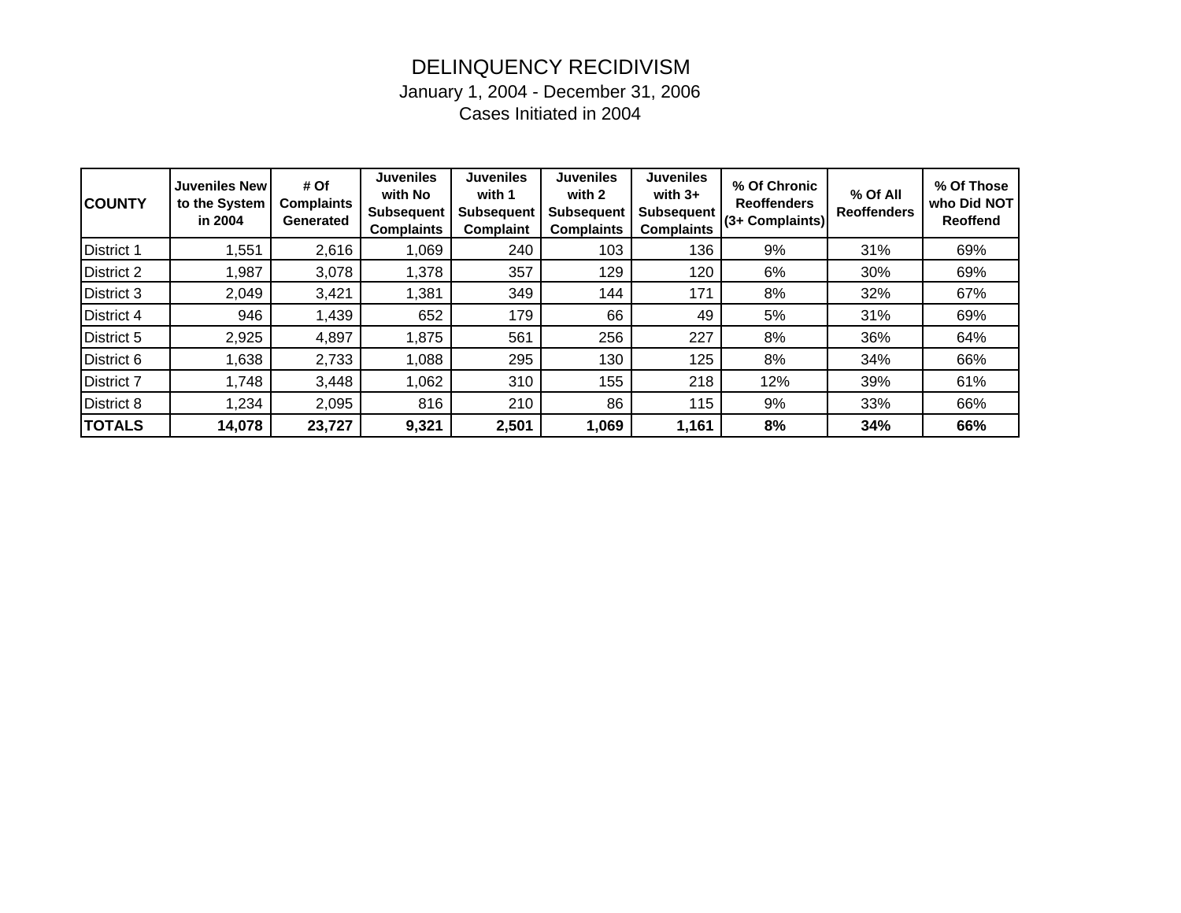# DELINQUENCY RECIDIVISM

January 1, 2004 - December 31, 2006

Cases Initiated in 2004

| COUNTY | Juveniles New to the System in 2004 | # Of Complaints Generated | Juveniles with No Subsequent Complaints | Juveniles with 1 Subsequent Complaint | Juveniles with 2 Subsequent Complaints | Juveniles with 3+ Subsequent Complaints | % Of Chronic Reoffenders (3+ Complaints) | % Of All Reoffenders | % Of Those who Did NOT Reoffend |
|---|---|---|---|---|---|---|---|---|---|
| District 1 | 1,551 | 2,616 | 1,069 | 240 | 103 | 136 | 9% | 31% | 69% |
| District 2 | 1,987 | 3,078 | 1,378 | 357 | 129 | 120 | 6% | 30% | 69% |
| District 3 | 2,049 | 3,421 | 1,381 | 349 | 144 | 171 | 8% | 32% | 67% |
| District 4 | 946 | 1,439 | 652 | 179 | 66 | 49 | 5% | 31% | 69% |
| District 5 | 2,925 | 4,897 | 1,875 | 561 | 256 | 227 | 8% | 36% | 64% |
| District 6 | 1,638 | 2,733 | 1,088 | 295 | 130 | 125 | 8% | 34% | 66% |
| District 7 | 1,748 | 3,448 | 1,062 | 310 | 155 | 218 | 12% | 39% | 61% |
| District 8 | 1,234 | 2,095 | 816 | 210 | 86 | 115 | 9% | 33% | 66% |
| **TOTALS** | **14,078** | **23,727** | **9,321** | **2,501** | **1,069** | **1,161** | **8%** | **34%** | **66%** |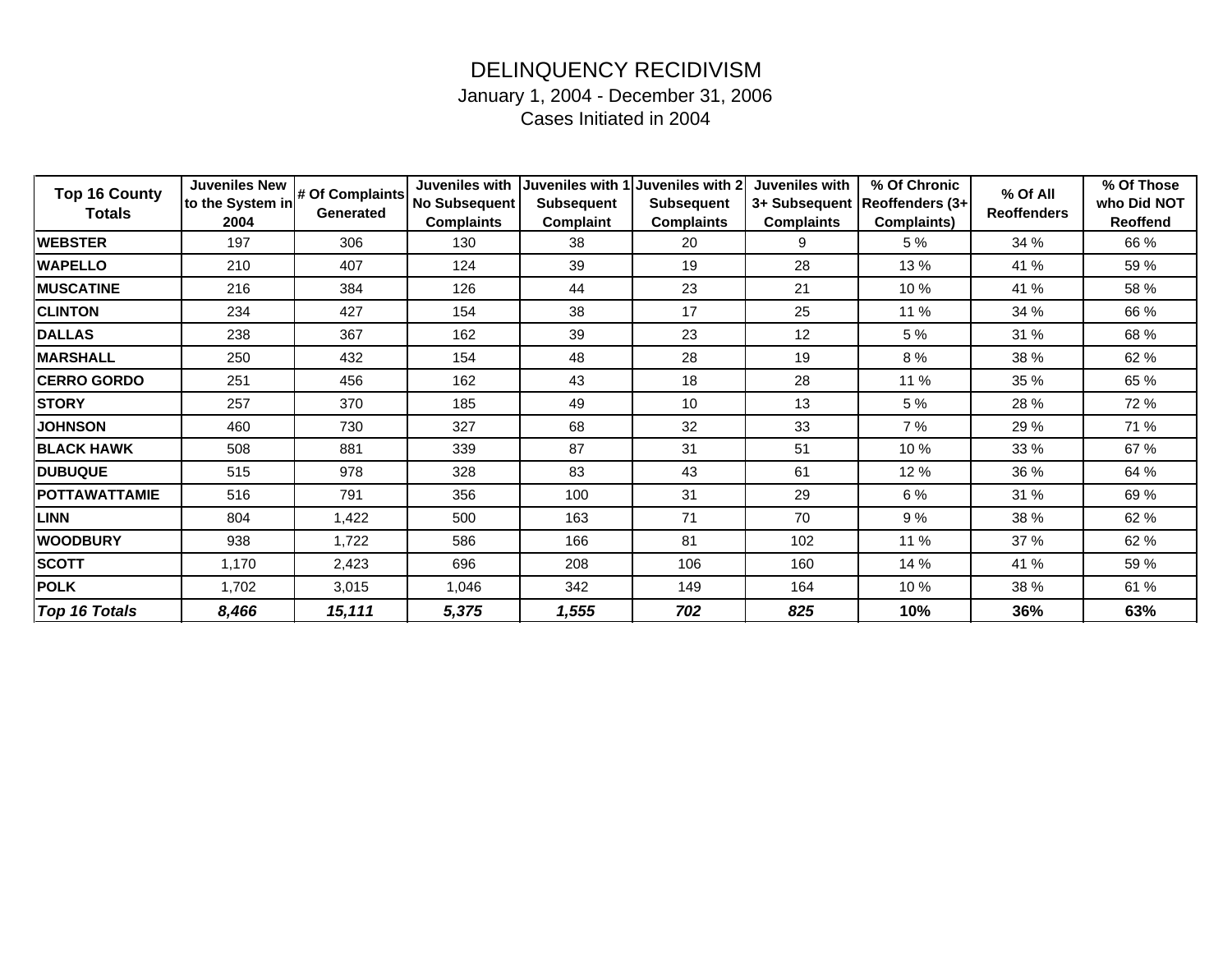# DELINQUENCY RECIDIVISM

January 1, 2004 - December 31, 2006

Cases Initiated in 2004

| Top 16 County Totals | Juveniles New to the System in 2004 | # Of Complaints Generated | Juveniles with No Subsequent Complaints | Juveniles with 1 Subsequent Complaint | Juveniles with 2 Subsequent Complaints | Juveniles with 3+ Subsequent Complaints | % Of Chronic Reoffenders (3+ Complaints) | % Of All Reoffenders | % Of Those who Did NOT Reoffend |
|---|---|---|---|---|---|---|---|---|---|
| **WEBSTER** | 197 | 306 | 130 | 38 | 20 | 9 | 5 % | 34 % | 66 % |
| **WAPELLO** | 210 | 407 | 124 | 39 | 19 | 28 | 13 % | 41 % | 59 % |
| **MUSCATINE** | 216 | 384 | 126 | 44 | 23 | 21 | 10 % | 41 % | 58 % |
| **CLINTON** | 234 | 427 | 154 | 38 | 17 | 25 | 11 % | 34 % | 66 % |
| **DALLAS** | 238 | 367 | 162 | 39 | 23 | 12 | 5 % | 31 % | 68 % |
| **MARSHALL** | 250 | 432 | 154 | 48 | 28 | 19 | 8 % | 38 % | 62 % |
| **CERRO GORDO** | 251 | 456 | 162 | 43 | 18 | 28 | 11 % | 35 % | 65 % |
| **STORY** | 257 | 370 | 185 | 49 | 10 | 13 | 5 % | 28 % | 72 % |
| **JOHNSON** | 460 | 730 | 327 | 68 | 32 | 33 | 7 % | 29 % | 71 % |
| **BLACK HAWK** | 508 | 881 | 339 | 87 | 31 | 51 | 10 % | 33 % | 67 % |
| **DUBUQUE** | 515 | 978 | 328 | 83 | 43 | 61 | 12 % | 36 % | 64 % |
| **POTTAWATTAMIE** | 516 | 791 | 356 | 100 | 31 | 29 | 6 % | 31 % | 69 % |
| **LINN** | 804 | 1,422 | 500 | 163 | 71 | 70 | 9 % | 38 % | 62 % |
| **WOODBURY** | 938 | 1,722 | 586 | 166 | 81 | 102 | 11 % | 37 % | 62 % |
| **SCOTT** | 1,170 | 2,423 | 696 | 208 | 106 | 160 | 14 % | 41 % | 59 % |
| **POLK** | 1,702 | 3,015 | 1,046 | 342 | 149 | 164 | 10 % | 38 % | 61 % |
| ***Top 16 Totals*** | ***8,466*** | ***15,111*** | ***5,375*** | ***1,555*** | ***702*** | ***825*** | **10%** | **36%** | **63%** |